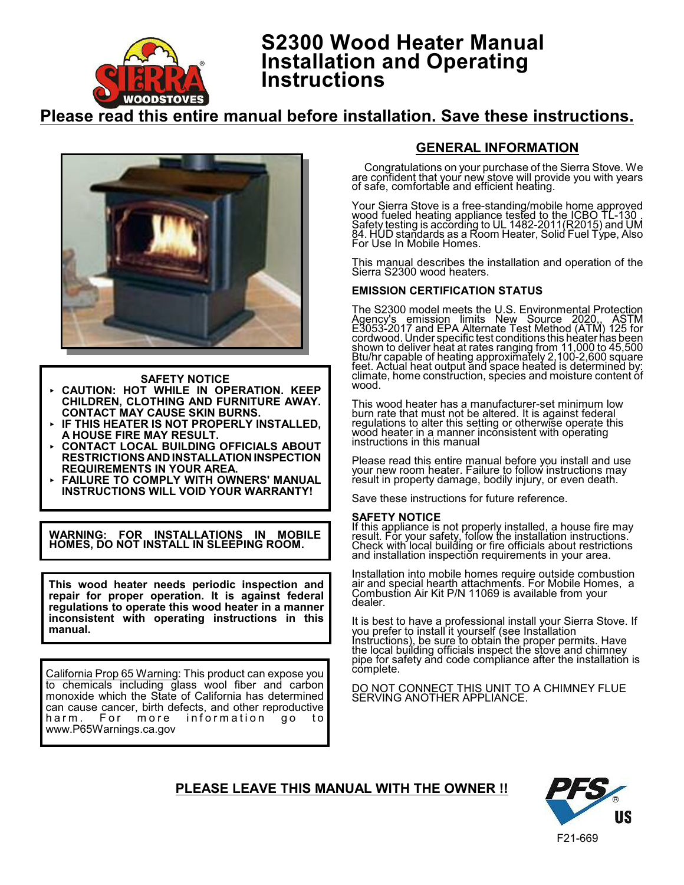# S2300 Wood Heater Manual Installation and Operating Instructions

**Please read this entire manual before installation. Save these instructions.**

**SAFETY NOTICE**

- **CAUTION: HOT WHILE IN OPERATION. KEEP CHILDREN, CLOTHING AND FURNITURE AWAY. CONTACT MAY CAUSE SKIN BURNS.**
- **IF THIS HEATER IS NOT PROPERLY INSTALLED, A HOUSE FIRE MAY RESULT.**
- **CONTACT LOCAL BUILDING OFFICIALS ABOUT RESTRICTIONS AND INSTALLATION INSPECTION REQUIREMENTS IN YOUR AREA.**
- **FAILURE TO COMPLY WITH OWNERS' MANUAL INSTRUCTIONS WILL VOID YOUR WARRANTY!**

**WARNING: FOR INSTALLATIONS IN MOBILE HOMES, DO NOT INSTALL IN SLEEPING ROOM.**

**This wood heater needs periodic inspection and repair for proper operation. It is against federal regulations to operate this wood heater in a manner inconsistent with operating instructions in this manual.**

California Prop 65 Warning: This product can expose you to chemicals including glass wool fiber and carbon monoxide which the State of California has determined can cause cancer, birth defects, and other reproductive harm. For more information go to www.P65Warnings.ca.gov

## GENERAL INFORMATION

Congratulations on your purchase of the Sierra Stove. We are confident that your new stove will provide you with years of safe, comfortable and efficient heating.

Your Sierra Stove is a free-standing/mobile home approved wood fueled heating appliance tested to the ICBO TL-130 . Safety testing is according to UL 1482-2011(R2015) and UM 84. HUD standards as a Room Heater, Solid Fuel Type, Also For Use In Mobile Homes.

This manual describes the installation and operation of the Sierra S2300 wood heaters.

### EMISSION CERTIFICATION STATUS

The S2300 model meets the U.S. Environmental Protection Agency's emission limits New Source 2020, ASTM E3053-2017 and EPA Alternate Test Method (ATM) 125 for cordwood. Under specific test conditions this heater has been shown to deliver heat at rates ranging from 11,000 to 45,500 Btu/hr capable of heating approximately 2,100-2,600 square feet. Actual heat output and space heated is determined by: climate, home construction, species and moisture content of wood.

This wood heater has a manufacturer-set minimum low burn rate that must not be altered. It is against federal regulations to alter this setting or otherwise operate this wood heater in a manner inconsistent with operating instructions in this manual

Please read this entire manual before you install and use your new room heater. Failure to follow instructions may result in property damage, bodily injury, or even death.

Save these instructions for future reference.

**SAFETY NOTICE**

If this appliance is not properly installed, a house fire may result. For your safety, follow the installation instructions. Check with local building or fire officials about restrictions and installation inspection requirements in your area.

Installation into mobile homes require outside combustion air and special hearth attachments. For Mobile Homes, a Combustion Air Kit P/N 11069 is available from your dealer.

It is best to have a professional install your Sierra Stove. If you prefer to install it yourself (see Installation Instructions), be sure to obtain the proper permits. Have the local building officials inspect the stove and chimney pipe for safety and code compliance after the installation is complete.

DO NOT CONNECT THIS UNIT TO A CHIMNEY FLUE SERVING ANOTHER APPLIANCE.

**PLEASE LEAVE THIS MANUAL WITH THE OWNER !!**

F21-669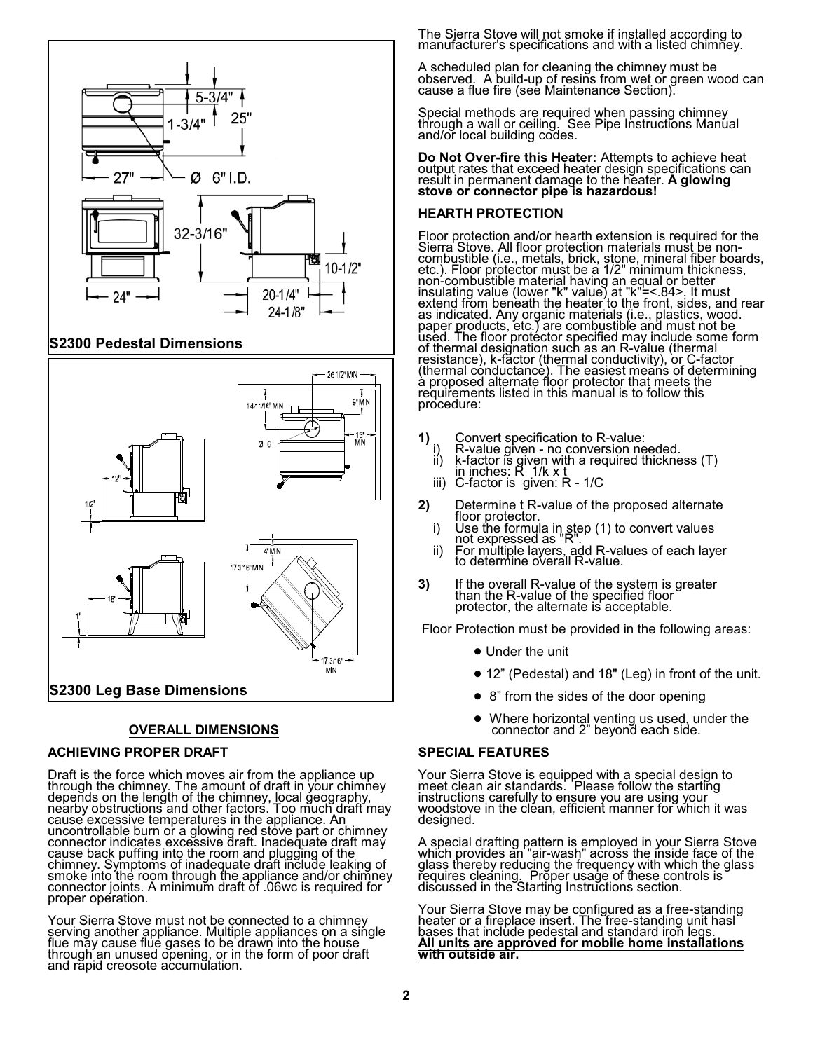S2300 Pedestal Dimensions

S2300 Leg Base Dimensions

**OVERALL DIMENSIONS**

### ACHIEVING PROPER DRAFT

Draft is the force which moves air from the appliance up through the chimney. The amount of draft in your chimney depends on the length of the chimney, local geography, nearby obstructions and other factors. Too much draft may cause excessive temperatures in the appliance. An uncontrollable burn or a glowing red stove part or chimney connector indicates excessive draft. Inadequate draft may cause back puffing into the room and plugging of the chimney. Symptoms of inadequate draft include leaking of smoke into the room through the appliance and/or chimney connector joints. A minimum draft of .06wc is required for proper operation.

Your Sierra Stove must not be connected to a chimney serving another appliance. Multiple appliances on a single flue may cause flue gases to be drawn into the house through an unused opening, or in the form of poor draft and rapid creosote accumulation.

The Sierra Stove will not smoke if installed according to manufacturer's specifications and with a listed chimney.

A scheduled plan for cleaning the chimney must be observed. A build-up of resins from wet or green wood can cause a flue fire (see Maintenance Section).

Special methods are required when passing chimney through a wall or ceiling. See Pipe Instructions Manual and/or local building codes.

**Do Not Over-fire this Heater:** Attempts to achieve heat output rates that exceed heater design specifications can result in permanent damage to the heater. **A glowing stove or connector pipe is hazardous!**

### HEARTH PROTECTION

Floor protection and/or hearth extension is required for the Sierra Stove. All floor protection materials must be non-combustible (i.e., metals, brick, stone, mineral fiber boards, etc.). Floor protector must be a 1/2" minimum thickness, non-combustible material having an equal or better insulating value (lower "k" value) at "k"=<.84>. It must extend from beneath the heater to the front, sides, and rear as indicated. Any organic materials (i.e., plastics, wood, paper products, etc.) are combustible and must not be used. The floor protector specified may include some form of thermal designation such as an R-value (thermal resistance), k-factor (thermal conductivity), or C-factor (thermal conductance). The easiest means of determining a proposed alternate floor protector that meets the requirements listed in this manual is to follow this procedure:

**1)** Convert specification to R-value:
   i) R-value given - no conversion needed.
   ii) k-factor is given with a required thickness (T) in inches: R 1/k x t
   iii) C-factor is given: R - 1/C

**2)** Determine t R-value of the proposed alternate floor protector.
   i) Use the formula in step (1) to convert values not expressed as "R".
   ii) For multiple layers, add R-values of each layer to determine overall R-value.

**3)** If the overall R-value of the system is greater than the R-value of the specified floor protector, the alternate is acceptable.

Floor Protection must be provided in the following areas:

- Under the unit
- 12" (Pedestal) and 18" (Leg) in front of the unit.
- 8" from the sides of the door opening
- Where horizontal venting us used, under the connector and 2" beyond each side.

### SPECIAL FEATURES

Your Sierra Stove is equipped with a special design to meet clean air standards. Please follow the starting instructions carefully to ensure you are using your woodstove in the clean, efficient manner for which it was designed.

A special drafting pattern is employed in your Sierra Stove which provides an "air-wash" across the inside face of the glass thereby reducing the frequency with which the glass requires cleaning. Proper usage of these controls is discussed in the Starting Instructions section.

Your Sierra Stove may be configured as a free-standing heater or a fireplace insert. The free-standing unit hasl bases that include pedestal and standard iron legs. **<u>All units are approved for mobile home installations with outside air.</u>**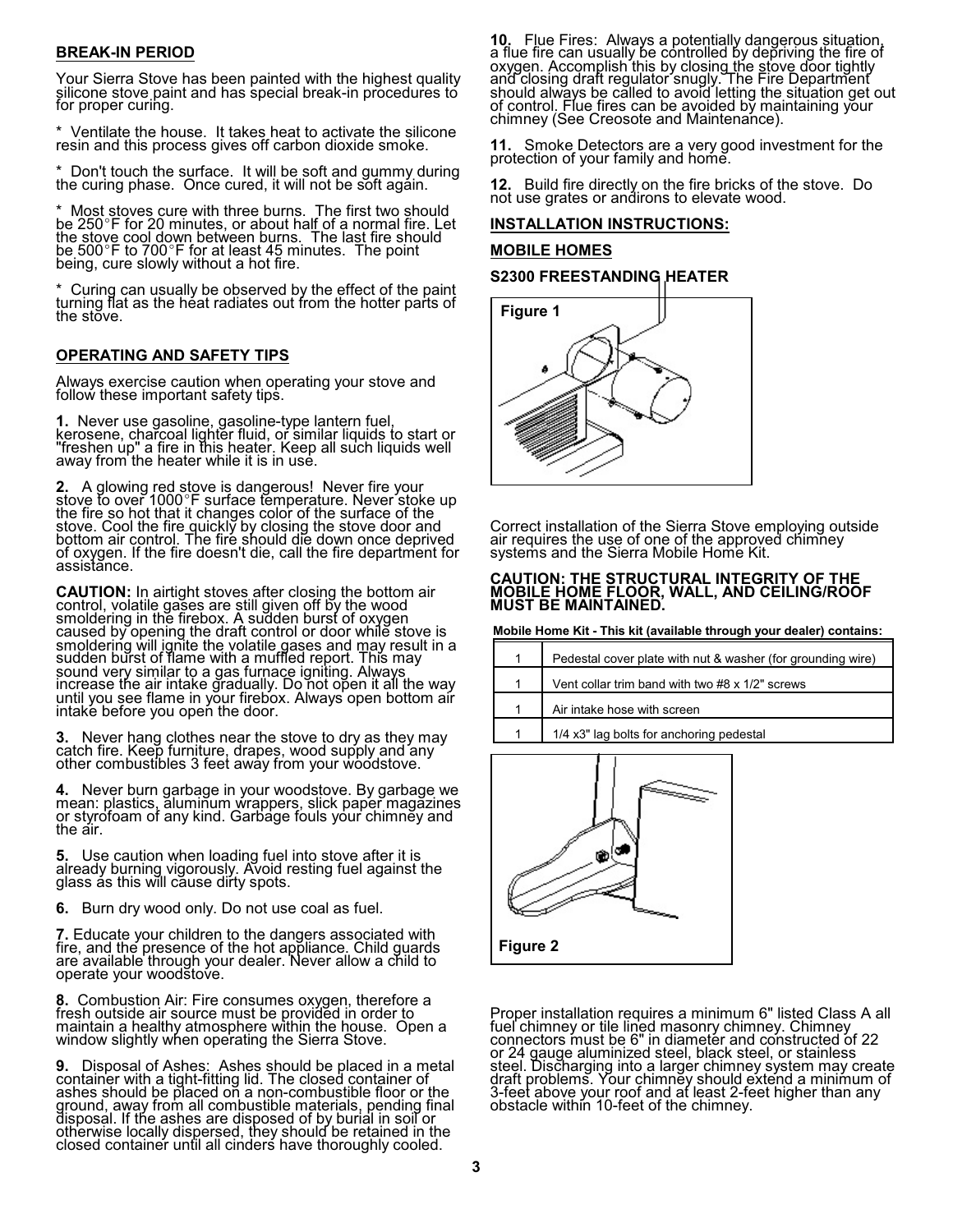## BREAK-IN PERIOD

Your Sierra Stove has been painted with the highest quality silicone stove paint and has special break-in procedures to for proper curing.

* Ventilate the house. It takes heat to activate the silicone resin and this process gives off carbon dioxide smoke.

* Don't touch the surface. It will be soft and gummy during the curing phase. Once cured, it will not be soft again.

* Most stoves cure with three burns. The first two should be 250°F for 20 minutes, or about half of a normal fire. Let the stove cool down between burns. The last fire should be 500°F to 700°F for at least 45 minutes. The point being, cure slowly without a hot fire.

* Curing can usually be observed by the effect of the paint turning flat as the heat radiates out from the hotter parts of the stove.

## OPERATING AND SAFETY TIPS

Always exercise caution when operating your stove and follow these important safety tips.

**1.** Never use gasoline, gasoline-type lantern fuel, kerosene, charcoal lighter fluid, or similar liquids to start or "freshen up" a fire in this heater. Keep all such liquids well away from the heater while it is in use.

**2.** A glowing red stove is dangerous! Never fire your stove to over 1000°F surface temperature. Never stoke up the fire so hot that it changes color of the surface of the stove. Cool the fire quickly by closing the stove door and bottom air control. The fire should die down once deprived of oxygen. If the fire doesn't die, call the fire department for assistance.

**CAUTION:** In airtight stoves after closing the bottom air control, volatile gases are still given off by the wood smoldering in the firebox. A sudden burst of oxygen caused by opening the draft control or door while stove is smoldering will ignite the volatile gases and may result in a sudden burst of flame with a muffled report. This may sound very similar to a gas furnace igniting. Always increase the air intake gradually. Do not open it all the way until you see flame in your firebox. Always open bottom air intake before you open the door.

**3.** Never hang clothes near the stove to dry as they may catch fire. Keep furniture, drapes, wood supply and any other combustibles 3 feet away from your woodstove.

**4.** Never burn garbage in your woodstove. By garbage we mean: plastics, aluminum wrappers, slick paper magazines or styrofoam of any kind. Garbage fouls your chimney and the air.

**5.** Use caution when loading fuel into stove after it is already burning vigorously. Avoid resting fuel against the glass as this will cause dirty spots.

**6.** Burn dry wood only. Do not use coal as fuel.

**7.** Educate your children to the dangers associated with fire, and the presence of the hot appliance. Child guards are available through your dealer. Never allow a child to operate your woodstove.

**8.** Combustion Air: Fire consumes oxygen, therefore a fresh outside air source must be provided in order to maintain a healthy atmosphere within the house. Open a window slightly when operating the Sierra Stove.

**9.** Disposal of Ashes: Ashes should be placed in a metal container with a tight-fitting lid. The closed container of ashes should be placed on a non-combustible floor or the ground, away from all combustible materials, pending final disposal. If the ashes are disposed of by burial in soil or otherwise locally dispersed, they should be retained in the closed container until all cinders have thoroughly cooled.

**10.** Flue Fires: Always a potentially dangerous situation, a flue fire can usually be controlled by depriving the fire of oxygen. Accomplish this by closing the stove door tightly and closing draft regulator snugly. The Fire Department should always be called to avoid letting the situation get out of control. Flue fires can be avoided by maintaining your chimney (See Creosote and Maintenance).

**11.** Smoke Detectors are a very good investment for the protection of your family and home.

**12.** Build fire directly on the fire bricks of the stove. Do not use grates or andirons to elevate wood.

## INSTALLATION INSTRUCTIONS:

## MOBILE HOMES

### S2300 FREESTANDING HEATER

Figure 1

Correct installation of the Sierra Stove employing outside air requires the use of one of the approved chimney systems and the Sierra Mobile Home Kit.

**CAUTION: THE STRUCTURAL INTEGRITY OF THE MOBILE HOME FLOOR, WALL, AND CEILING/ROOF MUST BE MAINTAINED.**

**Mobile Home Kit - This kit (available through your dealer) contains:**

| Qty | Item |
|---|---|
| 1 | Pedestal cover plate with nut & washer (for grounding wire) |
| 1 | Vent collar trim band with two #8 x 1/2" screws |
| 1 | Air intake hose with screen |
| 1 | 1/4 x3" lag bolts for anchoring pedestal |

Figure 2

Proper installation requires a minimum 6" listed Class A all fuel chimney or tile lined masonry chimney. Chimney connectors must be 6" in diameter and constructed of 22 or 24 gauge aluminized steel, black steel, or stainless steel. Discharging into a larger chimney system may create draft problems. Your chimney should extend a minimum of 3-feet above your roof and at least 2-feet higher than any obstacle within 10-feet of the chimney.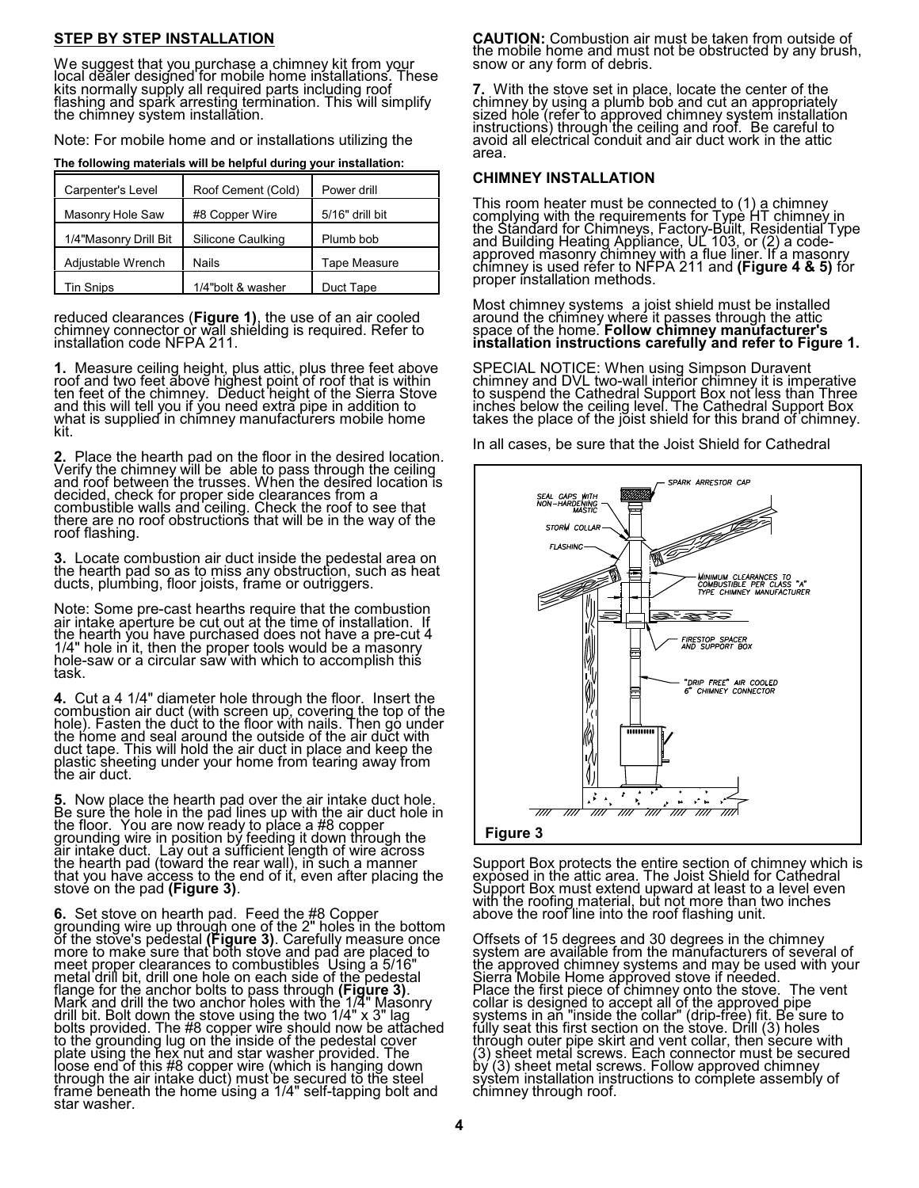## STEP BY STEP INSTALLATION

We suggest that you purchase a chimney kit from your local dealer designed for mobile home installations. These kits normally supply all required parts including roof flashing and spark arresting termination. This will simplify the chimney system installation.

Note: For mobile home and or installations utilizing the reduced clearances (**Figure 1)**, the use of an air cooled chimney connector or wall shielding is required. Refer to installation code NFPA 211.

**The following materials will be helpful during your installation:**

| | | |
|---|---|---|
| Carpenter's Level | Roof Cement (Cold) | Power drill |
| Masonry Hole Saw | #8 Copper Wire | 5/16" drill bit |
| 1/4"Masonry Drill Bit | Silicone Caulking | Plumb bob |
| Adjustable Wrench | Nails | Tape Measure |
| Tin Snips | 1/4"bolt & washer | Duct Tape |

**1.** Measure ceiling height, plus attic, plus three feet above roof and two feet above highest point of roof that is within ten feet of the chimney. Deduct height of the Sierra Stove and this will tell you if you need extra pipe in addition to what is supplied in chimney manufacturers mobile home kit.

**2.** Place the hearth pad on the floor in the desired location. Verify the chimney will be able to pass through the ceiling and roof between the trusses. When the desired location is decided, check for proper side clearances from a combustible walls and ceiling. Check the roof to see that there are no roof obstructions that will be in the way of the roof flashing.

**3.** Locate combustion air duct inside the pedestal area on the hearth pad so as to miss any obstruction, such as heat ducts, plumbing, floor joists, frame or outriggers.

Note: Some pre-cast hearths require that the combustion air intake aperture be cut out at the time of installation. If the hearth you have purchased does not have a pre-cut 4 1/4" hole in it, then the proper tools would be a masonry hole-saw or a circular saw with which to accomplish this task.

**4.** Cut a 4 1/4" diameter hole through the floor. Insert the combustion air duct (with screen up, covering the top of the hole). Fasten the duct to the floor with nails. Then go under the home and seal around the outside of the air duct with duct tape. This will hold the air duct in place and keep the plastic sheeting under your home from tearing away from the air duct.

**5.** Now place the hearth pad over the air intake duct hole. Be sure the hole in the pad lines up with the air duct hole in the floor. You are now ready to place a #8 copper grounding wire in position by feeding it down through the air intake duct. Lay out a sufficient length of wire across the hearth pad (toward the rear wall), in such a manner that you have access to the end of it, even after placing the stove on the pad **(Figure 3)**.

**6.** Set stove on hearth pad. Feed the #8 Copper grounding wire up through one of the 2" holes in the bottom of the stove's pedestal **(Figure 3)**. Carefully measure once more to make sure that both stove and pad are placed to meet proper clearances to combustibles Using a 5/16" metal drill bit, drill one hole on each side of the pedestal flange for the anchor bolts to pass through **(Figure 3)**. Mark and drill the two anchor holes with the 1/4" Masonry drill bit. Bolt down the stove using the two 1/4" x 3" lag bolts provided. The #8 copper wire should now be attached to the grounding lug on the inside of the pedestal cover plate using the hex nut and star washer provided. The loose end of this #8 copper wire (which is hanging down through the air intake duct) must be secured to the steel frame beneath the home using a 1/4" self-tapping bolt and star washer.

**CAUTION:** Combustion air must be taken from outside of the mobile home and must not be obstructed by any brush, snow or any form of debris.

**7.** With the stove set in place, locate the center of the chimney by using a plumb bob and cut an appropriately sized hole (refer to approved chimney system installation instructions) through the ceiling and roof. Be careful to avoid all electrical conduit and air duct work in the attic area.

### CHIMNEY INSTALLATION

This room heater must be connected to (1) a chimney complying with the requirements for Type HT chimney in the Standard for Chimneys, Factory-Built, Residential Type and Building Heating Appliance, UL 103, or (2) a code-approved masonry chimney with a flue liner. If a masonry chimney is used refer to NFPA 211 and **(Figure 4 & 5)** for proper installation methods.

Most chimney systems a joist shield must be installed around the chimney where it passes through the attic space of the home. **Follow chimney manufacturer's installation instructions carefully and refer to Figure 1.**

SPECIAL NOTICE: When using Simpson Duravent chimney and DVL two-wall interior chimney it is imperative to suspend the Cathedral Support Box not less than Three inches below the ceiling level. The Cathedral Support Box takes the place of the joist shield for this brand of chimney.

In all cases, be sure that the Joist Shield for Cathedral Support Box protects the entire section of chimney which is exposed in the attic area. The Joist Shield for Cathedral Support Box must extend upward at least to a level even with the roofing material, but not more than two inches above the roof line into the roof flashing unit.

SPARK ARRESTOR CAP

SEAL GAPS WITH NON-HARDENING MASTIC

STORM COLLAR

FLASHING

MINIMUM CLEARANCES TO COMBUSTIBLE PER CLASS "A" TYPE CHIMNEY MANUFACTURER

FIRESTOP SPACER AND SUPPORT BOX

"DRIP FREE" AIR COOLED 6" CHIMNEY CONNECTOR

**Figure 3**

Offsets of 15 degrees and 30 degrees in the chimney system are available from the manufacturers of several of the approved chimney systems and may be used with your Sierra Mobile Home approved stove if needed.
Place the first piece of chimney onto the stove. The vent collar is designed to accept all of the approved pipe systems in an "inside the collar" (drip-free) fit. Be sure to fully seat this first section on the stove. Drill (3) holes through outer pipe skirt and vent collar, then secure with (3) sheet metal screws. Each connector must be secured by (3) sheet metal screws. Follow approved chimney system installation instructions to complete assembly of chimney through roof.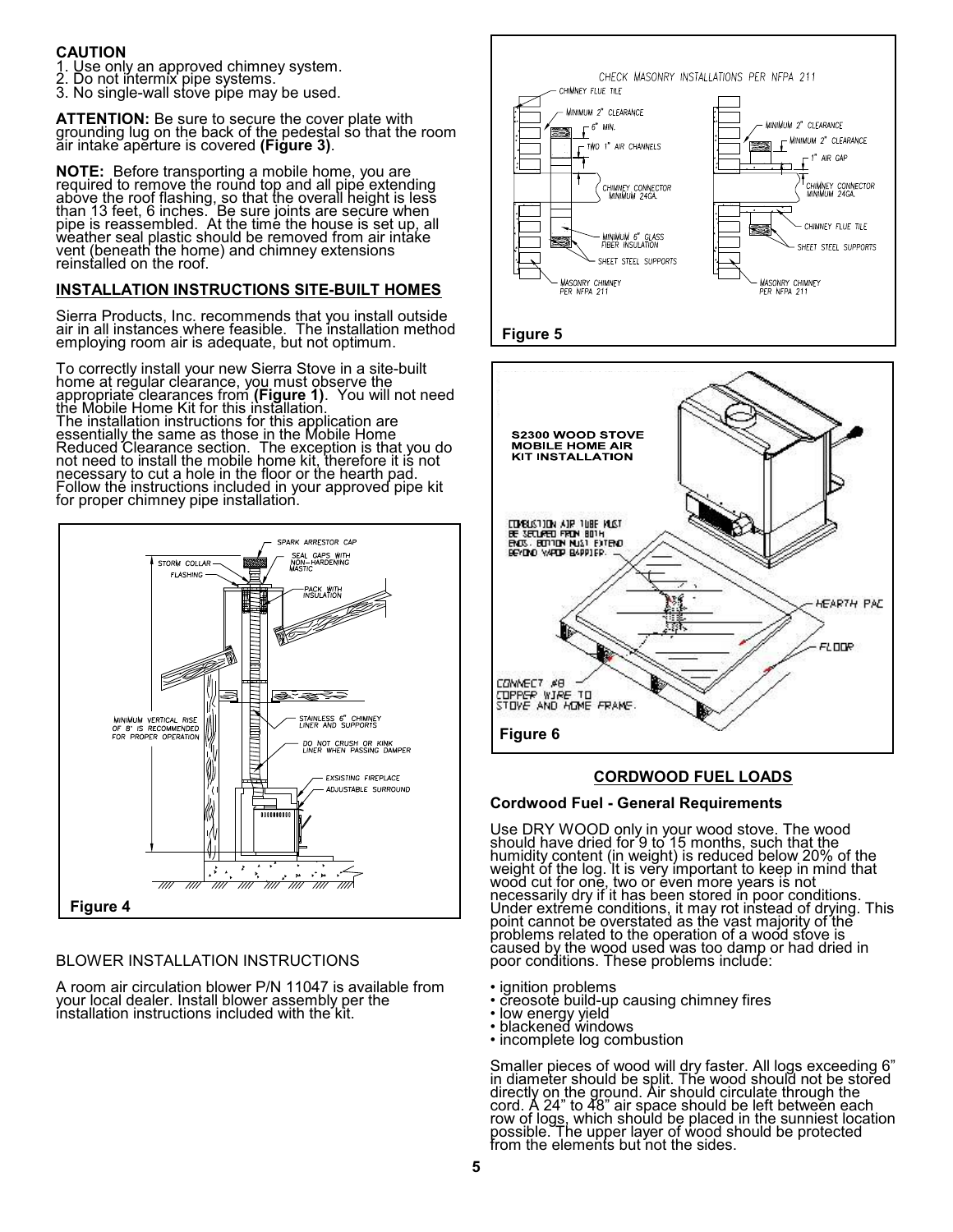**CAUTION**
1. Use only an approved chimney system.
2. Do not intermix pipe systems.
3. No single-wall stove pipe may be used.

**ATTENTION:** Be sure to secure the cover plate with grounding lug on the back of the pedestal so that the room air intake aperture is covered **(Figure 3)**.

**NOTE:** Before transporting a mobile home, you are required to remove the round top and all pipe extending above the roof flashing, so that the overall height is less than 13 feet, 6 inches. Be sure joints are secure when pipe is reassembled. At the time the house is set up, all weather seal plastic should be removed from air intake vent (beneath the home) and chimney extensions reinstalled on the roof.

## INSTALLATION INSTRUCTIONS SITE-BUILT HOMES

Sierra Products, Inc. recommends that you install outside air in all instances where feasible. The installation method employing room air is adequate, but not optimum.

To correctly install your new Sierra Stove in a site-built home at regular clearance, you must observe the appropriate clearances from **(Figure 1)**. You will not need the Mobile Home Kit for this installation.
The installation instructions for this application are essentially the same as those in the Mobile Home Reduced Clearance section. The exception is that you do not need to install the mobile home kit, therefore it is not necessary to cut a hole in the floor or the hearth pad. Follow the instructions included in your approved pipe kit for proper chimney pipe installation.

Figure 4

BLOWER INSTALLATION INSTRUCTIONS

A room air circulation blower P/N 11047 is available from your local dealer. Install blower assembly per the installation instructions included with the kit.

Figure 5

Figure 6

## CORDWOOD FUEL LOADS

### Cordwood Fuel - General Requirements

Use DRY WOOD only in your wood stove. The wood should have dried for 9 to 15 months, such that the humidity content (in weight) is reduced below 20% of the weight of the log. It is very important to keep in mind that wood cut for one, two or even more years is not necessarily dry if it has been stored in poor conditions. Under extreme conditions, it may rot instead of drying. This point cannot be overstated as the vast majority of the problems related to the operation of a wood stove is caused by the wood used was too damp or had dried in poor conditions. These problems include:

- ignition problems
- creosote build-up causing chimney fires
- low energy yield
- blackened windows
- incomplete log combustion

Smaller pieces of wood will dry faster. All logs exceeding 6" in diameter should be split. The wood should not be stored directly on the ground. Air should circulate through the cord. A 24" to 48" air space should be left between each row of logs, which should be placed in the sunniest location possible. The upper layer of wood should be protected from the elements but not the sides.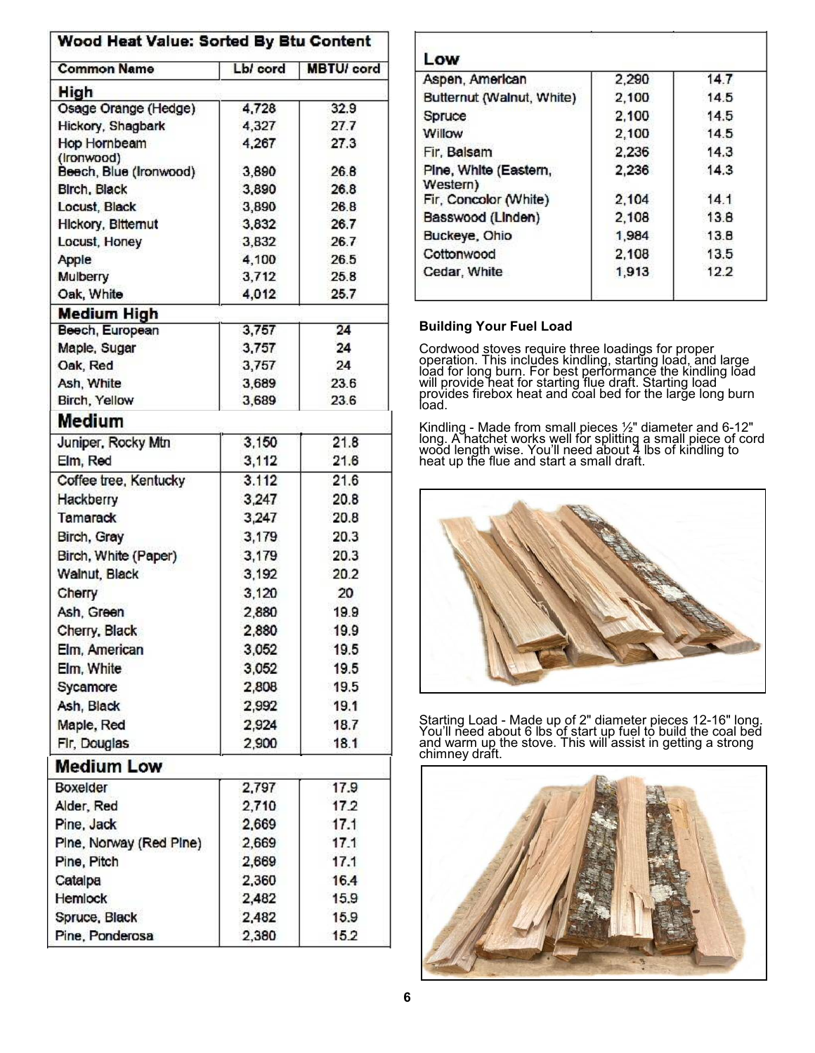## Wood Heat Value: Sorted By Btu Content

| Common Name | Lb/ cord | MBTU/ cord |
|---|---|---|
| **High** | | |
| Osage Orange (Hedge) | 4,728 | 32.9 |
| Hickory, Shagbark | 4,327 | 27.7 |
| Hop Hornbeam (Ironwood) | 4,267 | 27.3 |
| Beech, Blue (Ironwood) | 3,890 | 26.8 |
| Birch, Black | 3,890 | 26.8 |
| Locust, Black | 3,890 | 26.8 |
| Hickory, Bitternut | 3,832 | 26.7 |
| Locust, Honey | 3,832 | 26.7 |
| Apple | 4,100 | 26.5 |
| Mulberry | 3,712 | 25.8 |
| Oak, White | 4,012 | 25.7 |
| **Medium High** | | |
| Beech, European | 3,757 | 24 |
| Maple, Sugar | 3,757 | 24 |
| Oak, Red | 3,757 | 24 |
| Ash, White | 3,689 | 23.6 |
| Birch, Yellow | 3,689 | 23.6 |
| **Medium** | | |
| Juniper, Rocky Mtn | 3,150 | 21.8 |
| Elm, Red | 3,112 | 21.6 |
| Coffee tree, Kentucky | 3,112 | 21.6 |
| Hackberry | 3,247 | 20.8 |
| Tamarack | 3,247 | 20.8 |
| Birch, Gray | 3,179 | 20.3 |
| Birch, White (Paper) | 3,179 | 20.3 |
| Walnut, Black | 3,192 | 20.2 |
| Cherry | 3,120 | 20 |
| Ash, Green | 2,880 | 19.9 |
| Cherry, Black | 2,880 | 19.9 |
| Elm, American | 3,052 | 19.5 |
| Elm, White | 3,052 | 19.5 |
| Sycamore | 2,808 | 19.5 |
| Ash, Black | 2,992 | 19.1 |
| Maple, Red | 2,924 | 18.7 |
| Fir, Douglas | 2,900 | 18.1 |
| **Medium Low** | | |
| Boxelder | 2,797 | 17.9 |
| Alder, Red | 2,710 | 17.2 |
| Pine, Jack | 2,669 | 17.1 |
| Pine, Norway (Red Pine) | 2,669 | 17.1 |
| Pine, Pitch | 2,669 | 17.1 |
| Catalpa | 2,360 | 16.4 |
| Hemlock | 2,482 | 15.9 |
| Spruce, Black | 2,482 | 15.9 |
| Pine, Ponderosa | 2,380 | 15.2 |
| **Low** | | |
| Aspen, American | 2,290 | 14.7 |
| Butternut (Walnut, White) | 2,100 | 14.5 |
| Spruce | 2,100 | 14.5 |
| Willow | 2,100 | 14.5 |
| Fir, Balsam | 2,236 | 14.3 |
| Pine, White (Eastern, Western) | 2,236 | 14.3 |
| Fir, Concolor (White) | 2,104 | 14.1 |
| Basswood (Linden) | 2,108 | 13.8 |
| Buckeye, Ohio | 1,984 | 13.8 |
| Cottonwood | 2,108 | 13.5 |
| Cedar, White | 1,913 | 12.2 |

### Building Your Fuel Load

Cordwood stoves require three loadings for proper operation. This includes kindling, starting load, and large load for long burn. For best performance the kindling load will provide heat for starting flue draft. Starting load provides firebox heat and coal bed for the large long burn load.

Kindling - Made from small pieces ½" diameter and 6-12" long. A hatchet works well for splitting a small piece of cord wood length wise. You'll need about 4 lbs of kindling to heat up the flue and start a small draft.

Starting Load - Made up of 2" diameter pieces 12-16" long. You'll need about 6 lbs of start up fuel to build the coal bed and warm up the stove. This will assist in getting a strong chimney draft.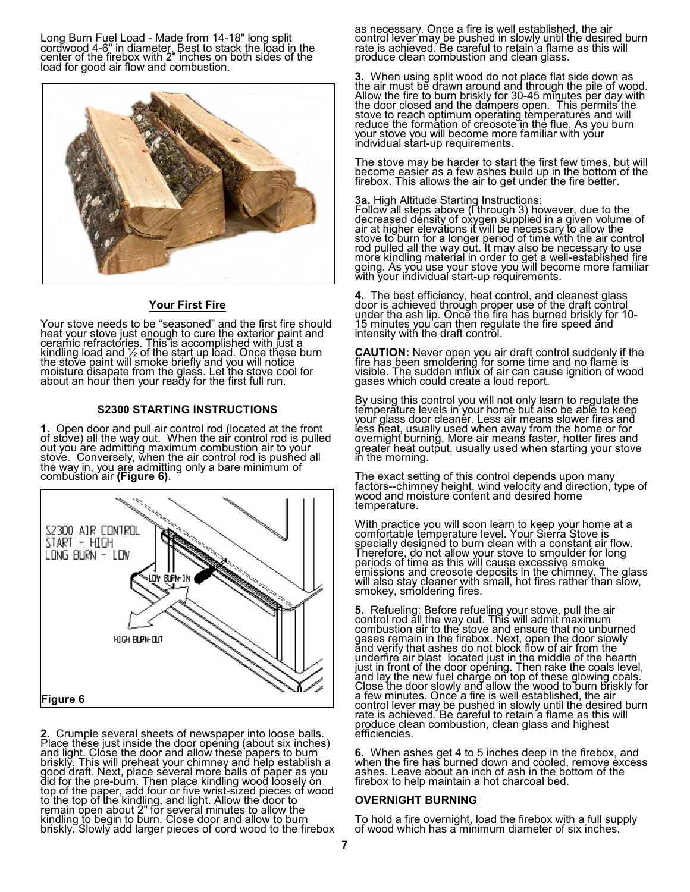Long Burn Fuel Load - Made from 14-18" long split cordwood 4-6" in diameter. Best to stack the load in the center of the firebox with 2" inches on both sides of the load for good air flow and combustion.

## Your First Fire

Your stove needs to be "seasoned" and the first fire should heat your stove just enough to cure the exterior paint and ceramic refractories. This is accomplished with just a kindling load and ½ of the start up load. Once these burn the stove paint will smoke briefly and you will notice moisture disapate from the glass. Let the stove cool for about an hour then your ready for the first full run.

## S2300 STARTING INSTRUCTIONS

**1.** Open door and pull air control rod (located at the front of stove) all the way out. When the air control rod is pulled out you are admitting maximum combustion air to your stove. Conversely, when the air control rod is pushed all the way in, you are admitting only a bare minimum of combustion air **(Figure 6)**.

S2300 AIR CONTROL
START - HIGH
LONG BURN - LOW

LOW BURN-IN

HIGH BURN-OUT

**Figure 6**

**2.** Crumple several sheets of newspaper into loose balls. Place these just inside the door opening (about six inches) and light. Close the door and allow these papers to burn briskly. This will preheat your chimney and help establish a good draft. Next, place several more balls of paper as you did for the pre-burn. Then place kindling wood loosely on top of the paper, add four or five wrist-sized pieces of wood to the top of the kindling, and light. Allow the door to remain open about 2" for several minutes to allow the kindling to begin to burn. Close door and allow to burn briskly. Slowly add larger pieces of cord wood to the firebox as necessary. Once a fire is well established, the air control lever may be pushed in slowly until the desired burn rate is achieved. Be careful to retain a flame as this will produce clean combustion and clean glass.

**3.** When using split wood do not place flat side down as the air must be drawn around and through the pile of wood. Allow the fire to burn briskly for 30-45 minutes per day with the door closed and the dampers open. This permits the stove to reach optimum operating temperatures and will reduce the formation of creosote in the flue. As you burn your stove you will become more familiar with your individual start-up requirements.

The stove may be harder to start the first few times, but will become easier as a few ashes build up in the bottom of the firebox. This allows the air to get under the fire better.

**3a.** High Altitude Starting Instructions:
Follow all steps above (I through 3) however, due to the decreased density of oxygen supplied in a given volume of air at higher elevations it will be necessary to allow the stove to burn for a longer period of time with the air control rod pulled all the way out. It may also be necessary to use more kindling material in order to get a well-established fire going. As you use your stove you will become more familiar with your individual start-up requirements.

**4.** The best efficiency, heat control, and cleanest glass door is achieved through proper use of the draft control under the ash lip. Once the fire has burned briskly for 10-15 minutes you can then regulate the fire speed and intensity with the draft control.

**CAUTION:** Never open you air draft control suddenly if the fire has been smoldering for some time and no flame is visible. The sudden influx of air can cause ignition of wood gases which could create a loud report.

By using this control you will not only learn to regulate the temperature levels in your home but also be able to keep your glass door cleaner. Less air means slower fires and less heat, usually used when away from the home or for overnight burning. More air means faster, hotter fires and greater heat output, usually used when starting your stove in the morning.

The exact setting of this control depends upon many factors--chimney height, wind velocity and direction, type of wood and moisture content and desired home temperature.

With practice you will soon learn to keep your home at a comfortable temperature level. Your Sierra Stove is specially designed to burn clean with a constant air flow. Therefore, do not allow your stove to smoulder for long periods of time as this will cause excessive smoke emissions and creosote deposits in the chimney. The glass will also stay cleaner with small, hot fires rather than slow, smokey, smoldering fires.

**5.** Refueling: Before refueling your stove, pull the air control rod all the way out. This will admit maximum combustion air to the stove and ensure that no unburned gases remain in the firebox. Next, open the door slowly and verify that ashes do not block flow of air from the underfire air blast located just in the middle of the hearth just in front of the door opening. Then rake the coals level, and lay the new fuel charge on top of these glowing coals. Close the door slowly and allow the wood to burn briskly for a few minutes. Once a fire is well established, the air control lever may be pushed in slowly until the desired burn rate is achieved. Be careful to retain a flame as this will produce clean combustion, clean glass and highest efficiencies.

**6.** When ashes get 4 to 5 inches deep in the firebox, and when the fire has burned down and cooled, remove excess ashes. Leave about an inch of ash in the bottom of the firebox to help maintain a hot charcoal bed.

## OVERNIGHT BURNING

To hold a fire overnight, load the firebox with a full supply of wood which has a minimum diameter of six inches.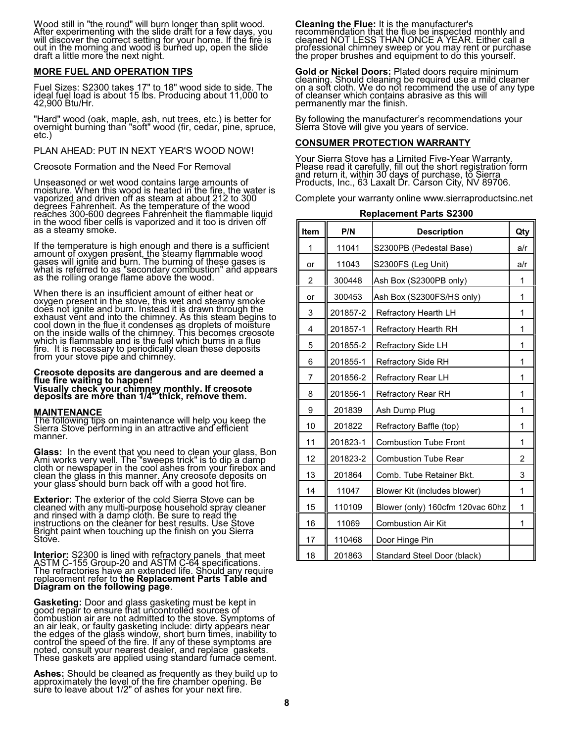Wood still in "the round" will burn longer than split wood. After experimenting with the slide draft for a few days, you will discover the correct setting for your home. If the fire is out in the morning and wood is burned up, open the slide draft a little more the next night.

## MORE FUEL AND OPERATION TIPS

Fuel Sizes: S2300 takes 17" to 18" wood side to side. The ideal fuel load is about 15 lbs. Producing about 11,000 to 42,900 Btu/Hr.

"Hard" wood (oak, maple, ash, nut trees, etc.) is better for overnight burning than "soft" wood (fir, cedar, pine, spruce, etc.)

PLAN AHEAD: PUT IN NEXT YEAR'S WOOD NOW!

Creosote Formation and the Need For Removal

Unseasoned or wet wood contains large amounts of moisture. When this wood is heated in the fire, the water is vaporized and driven off as steam at about 212 to 300 degrees Fahrenheit. As the temperature of the wood reaches 300-600 degrees Fahrenheit the flammable liquid in the wood fiber cells is vaporized and it too is driven off as a steamy smoke.

If the temperature is high enough and there is a sufficient amount of oxygen present, the steamy flammable wood gases will ignite and burn. The burning of these gases is what is referred to as "secondary combustion" and appears as the rolling orange flame above the wood.

When there is an insufficient amount of either heat or oxygen present in the stove, this wet and steamy smoke does not ignite and burn. Instead it is drawn through the exhaust vent and into the chimney. As this steam begins to cool down in the flue it condenses as droplets of moisture on the inside walls of the chimney. This becomes creosote which is flammable and is the fuel which burns in a flue fire. It is necessary to periodically clean these deposits from your stove pipe and chimney.

**Creosote deposits are dangerous and are deemed a flue fire waiting to happen!**
**Visually check your chimney monthly. If creosote deposits are more than 1/4" thick, remove them.**

## MAINTENANCE

The following tips on maintenance will help you keep the Sierra Stove performing in an attractive and efficient manner.

**Glass:** In the event that you need to clean your glass, Bon Ami works very well. The "sweeps trick" is to dip a damp cloth or newspaper in the cool ashes from your firebox and clean the glass in this manner. Any creosote deposits on your glass should burn back off with a good hot fire.

**Exterior:** The exterior of the cold Sierra Stove can be cleaned with any multi-purpose household spray cleaner and rinsed with a damp cloth. Be sure to read the instructions on the cleaner for best results. Use Stove Bright paint when touching up the finish on you Sierra Stove.

**Interior:** S2300 is lined with refractory panels that meet ASTM C-155 Group-20 and ASTM C-64 specifications. The refractories have an extended life. Should any require replacement refer to **the Replacement Parts Table and Diagram on the following page**.

**Gasketing:** Door and glass gasketing must be kept in good repair to ensure that uncontrolled sources of combustion air are not admitted to the stove. Symptoms of an air leak, or faulty gasketing include: dirty appears near the edges of the glass window, short burn times, inability to control the speed of the fire. If any of these symptoms are noted, consult your nearest dealer, and replace gaskets. These gaskets are applied using standard furnace cement.

**Ashes:** Should be cleaned as frequently as they build up to approximately the level of the fire chamber opening. Be sure to leave about 1/2" of ashes for your next fire.

**Cleaning the Flue:** It is the manufacturer's recommendation that the flue be inspected monthly and cleaned NOT LESS THAN ONCE A YEAR. Either call a professional chimney sweep or you may rent or purchase the proper brushes and equipment to do this yourself.

**Gold or Nickel Doors:** Plated doors require minimum cleaning. Should cleaning be required use a mild cleaner on a soft cloth. We do not recommend the use of any type of cleanser which contains abrasive as this will permanently mar the finish.

By following the manufacturer's recommendations your Sierra Stove will give you years of service.

## CONSUMER PROTECTION WARRANTY

Your Sierra Stove has a Limited Five-Year Warranty. Please read it carefully, fill out the short registration form and return it, within 30 days of purchase, to Sierra Products, Inc., 63 Laxalt Dr. Carson City, NV 89706.

Complete your warranty online www.sierraproductsinc.net

**Replacement Parts S2300**

| Item | P/N | Description | Qty |
|---|---|---|---|
| 1 | 11041 | S2300PB (Pedestal Base) | a/r |
| or | 11043 | S2300FS (Leg Unit) | a/r |
| 2 | 300448 | Ash Box (S2300PB only) | 1 |
| or | 300453 | Ash Box (S2300FS/HS only) | 1 |
| 3 | 201857-2 | Refractory Hearth LH | 1 |
| 4 | 201857-1 | Refractory Hearth RH | 1 |
| 5 | 201855-2 | Refractory Side LH | 1 |
| 6 | 201855-1 | Refractory Side RH | 1 |
| 7 | 201856-2 | Refractory Rear LH | 1 |
| 8 | 201856-1 | Refractory Rear RH | 1 |
| 9 | 201839 | Ash Dump Plug | 1 |
| 10 | 201822 | Refractory Baffle (top) | 1 |
| 11 | 201823-1 | Combustion Tube Front | 1 |
| 12 | 201823-2 | Combustion Tube Rear | 2 |
| 13 | 201864 | Comb. Tube Retainer Bkt. | 3 |
| 14 | 11047 | Blower Kit (includes blower) | 1 |
| 15 | 110109 | Blower (only) 160cfm 120vac 60hz | 1 |
| 16 | 11069 | Combustion Air Kit | 1 |
| 17 | 110468 | Door Hinge Pin | |
| 18 | 201863 | Standard Steel Door (black) | |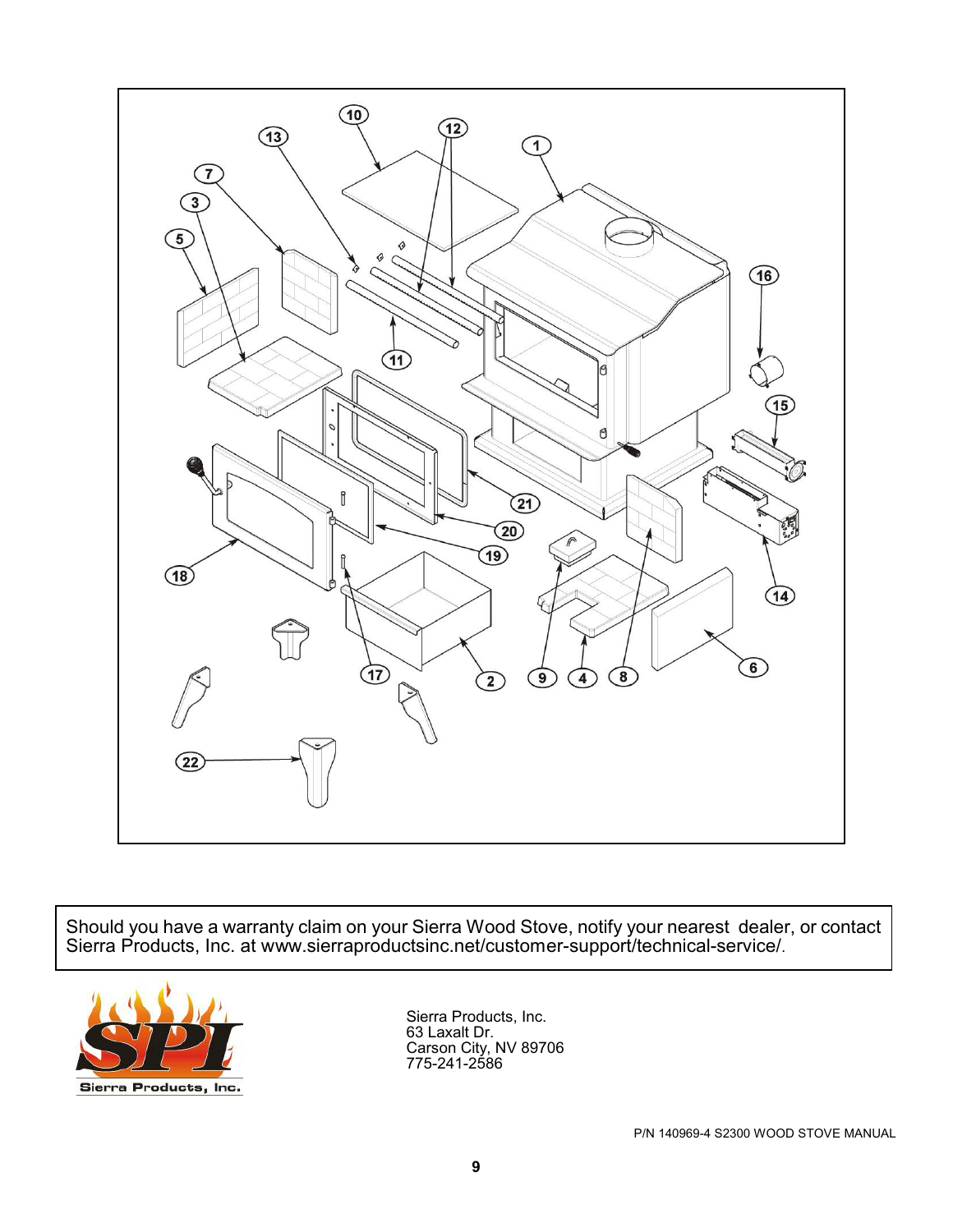Should you have a warranty claim on your Sierra Wood Stove, notify your nearest dealer, or contact Sierra Products, Inc. at www.sierraproductsinc.net/customer-support/technical-service/.

Sierra Products, Inc.
63 Laxalt Dr.
Carson City, NV 89706
775-241-2586

P/N 140969-4 S2300 WOOD STOVE MANUAL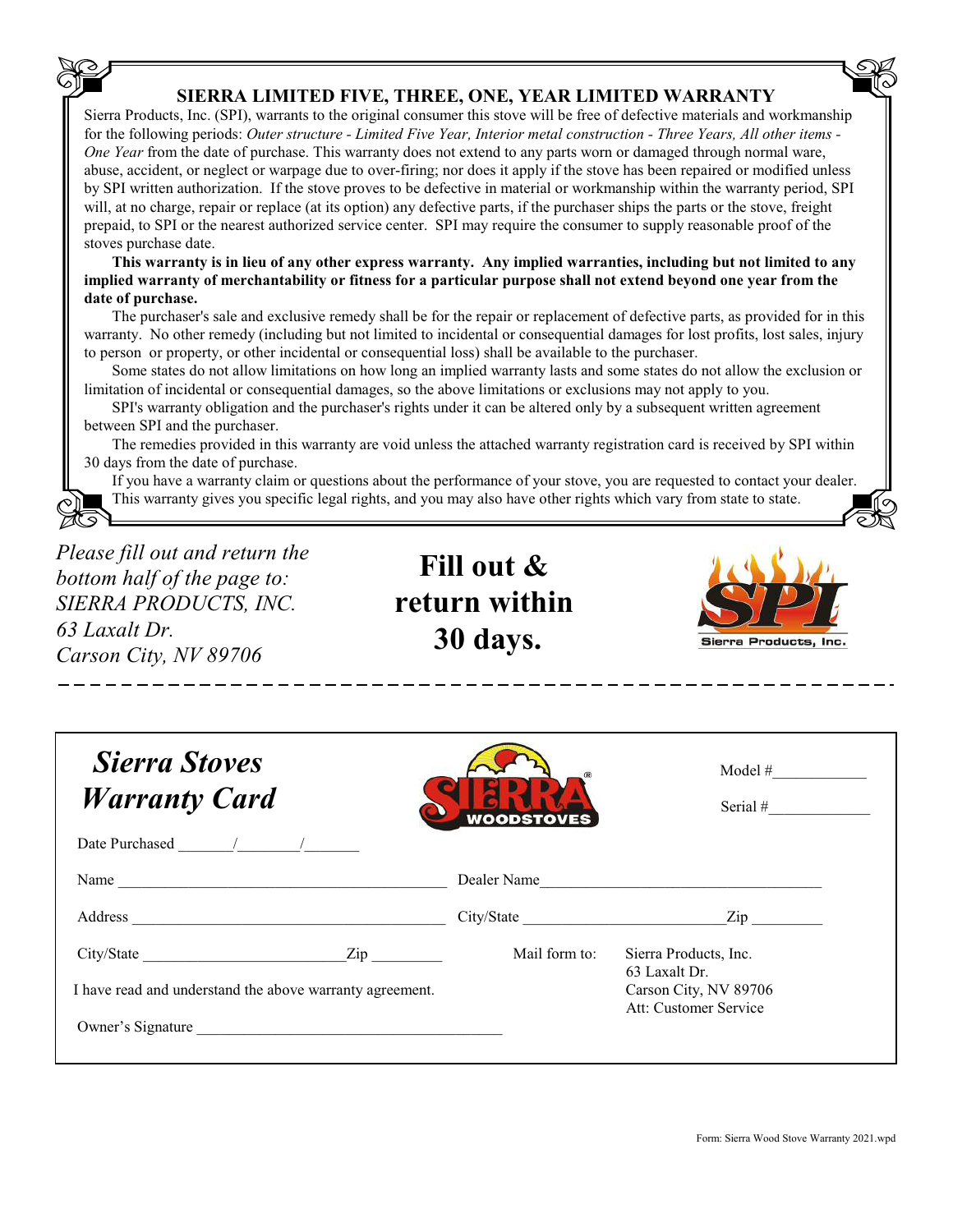## SIERRA LIMITED FIVE, THREE, ONE, YEAR LIMITED WARRANTY

Sierra Products, Inc. (SPI), warrants to the original consumer this stove will be free of defective materials and workmanship for the following periods: *Outer structure - Limited Five Year, Interior metal construction - Three Years, All other items - One Year* from the date of purchase. This warranty does not extend to any parts worn or damaged through normal ware, abuse, accident, or neglect or warpage due to over-firing; nor does it apply if the stove has been repaired or modified unless by SPI written authorization. If the stove proves to be defective in material or workmanship within the warranty period, SPI will, at no charge, repair or replace (at its option) any defective parts, if the purchaser ships the parts or the stove, freight prepaid, to SPI or the nearest authorized service center. SPI may require the consumer to supply reasonable proof of the stoves purchase date.

**This warranty is in lieu of any other express warranty. Any implied warranties, including but not limited to any implied warranty of merchantability or fitness for a particular purpose shall not extend beyond one year from the date of purchase.**

The purchaser's sale and exclusive remedy shall be for the repair or replacement of defective parts, as provided for in this warranty. No other remedy (including but not limited to incidental or consequential damages for lost profits, lost sales, injury to person or property, or other incidental or consequential loss) shall be available to the purchaser.

Some states do not allow limitations on how long an implied warranty lasts and some states do not allow the exclusion or limitation of incidental or consequential damages, so the above limitations or exclusions may not apply to you.

SPI's warranty obligation and the purchaser's rights under it can be altered only by a subsequent written agreement between SPI and the purchaser.

The remedies provided in this warranty are void unless the attached warranty registration card is received by SPI within 30 days from the date of purchase.

If you have a warranty claim or questions about the performance of your stove, you are requested to contact your dealer. This warranty gives you specific legal rights, and you may also have other rights which vary from state to state.

*Please fill out and return the bottom half of the page to:*
*SIERRA PRODUCTS, INC.*
*63 Laxalt Dr.*
*Carson City, NV 89706*

**Fill out & return within 30 days.**

SPI
Sierra Products, Inc.

---

# *Sierra Stoves Warranty Card*

SIERRA WOODSTOVES

Model #____________

Serial #_____________

Date Purchased _______/________/_______

Name ___________________________________________

Dealer Name____________________________________

Address _________________________________________

City/State __________________________Zip _________

City/State __________________________Zip _________

Mail form to: Sierra Products, Inc.
63 Laxalt Dr.
Carson City, NV 89706
Att: Customer Service

I have read and understand the above warranty agreement.

Owner's Signature ________________________________________

Form: Sierra Wood Stove Warranty 2021.wpd